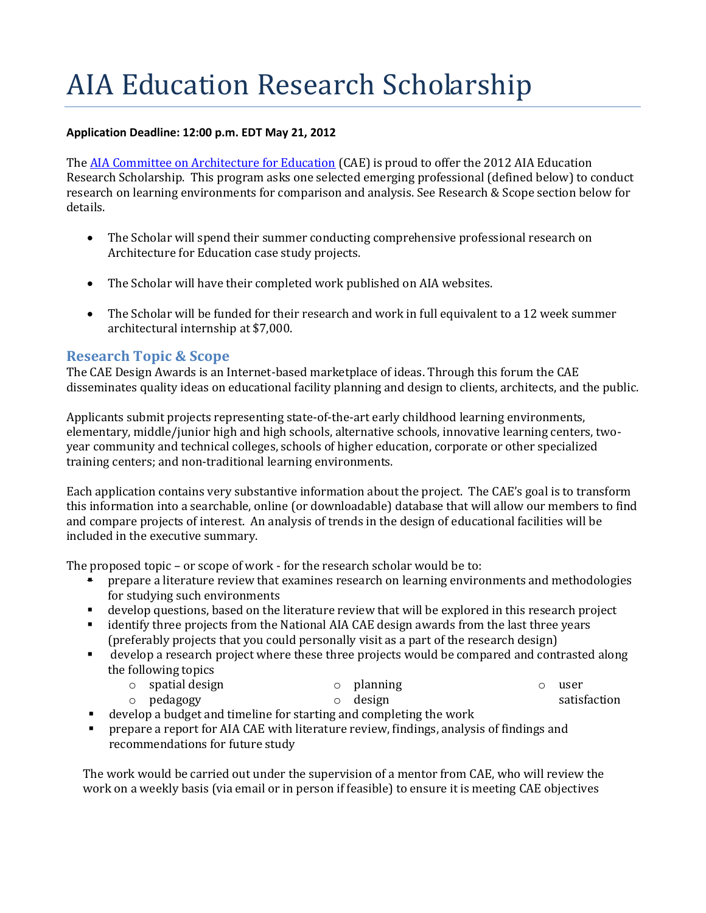# AIA Education Research Scholarship

**Application Deadline: 12:00 p.m. EDT May 21, 2012**

The AIA Committee on Architecture for Education (CAE) is proud to offer the 2012 AIA Education Research Scholarship. This program asks one selected emerging professional (defined below) to conduct research on learning environments for comparison and analysis. See Research & Scope section below for details.

- The Scholar will spend their summer conducting comprehensive professional research on Architecture for Education case study projects.
- The Scholar will have their completed work published on AIA websites.
- The Scholar will be funded for their research and work in full equivalent to a 12 week summer architectural internship at $7,000.

## Research Topic & Scope

The CAE Design Awards is an Internet-based marketplace of ideas. Through this forum the CAE disseminates quality ideas on educational facility planning and design to clients, architects, and the public.

Applicants submit projects representing state-of-the-art early childhood learning environments, elementary, middle/junior high and high schools, alternative schools, innovative learning centers, two-year community and technical colleges, schools of higher education, corporate or other specialized training centers; and non-traditional learning environments.

Each application contains very substantive information about the project. The CAE's goal is to transform this information into a searchable, online (or downloadable) database that will allow our members to find and compare projects of interest. An analysis of trends in the design of educational facilities will be included in the executive summary.

The proposed topic – or scope of work - for the research scholar would be to:

- prepare a literature review that examines research on learning environments and methodologies for studying such environments
- develop questions, based on the literature review that will be explored in this research project
- identify three projects from the National AIA CAE design awards from the last three years (preferably projects that you could personally visit as a part of the research design)
- develop a research project where these three projects would be compared and contrasted along the following topics
  - spatial design
  - pedagogy
  - planning
  - design
  - user satisfaction
- develop a budget and timeline for starting and completing the work
- prepare a report for AIA CAE with literature review, findings, analysis of findings and recommendations for future study

The work would be carried out under the supervision of a mentor from CAE, who will review the work on a weekly basis (via email or in person if feasible) to ensure it is meeting CAE objectives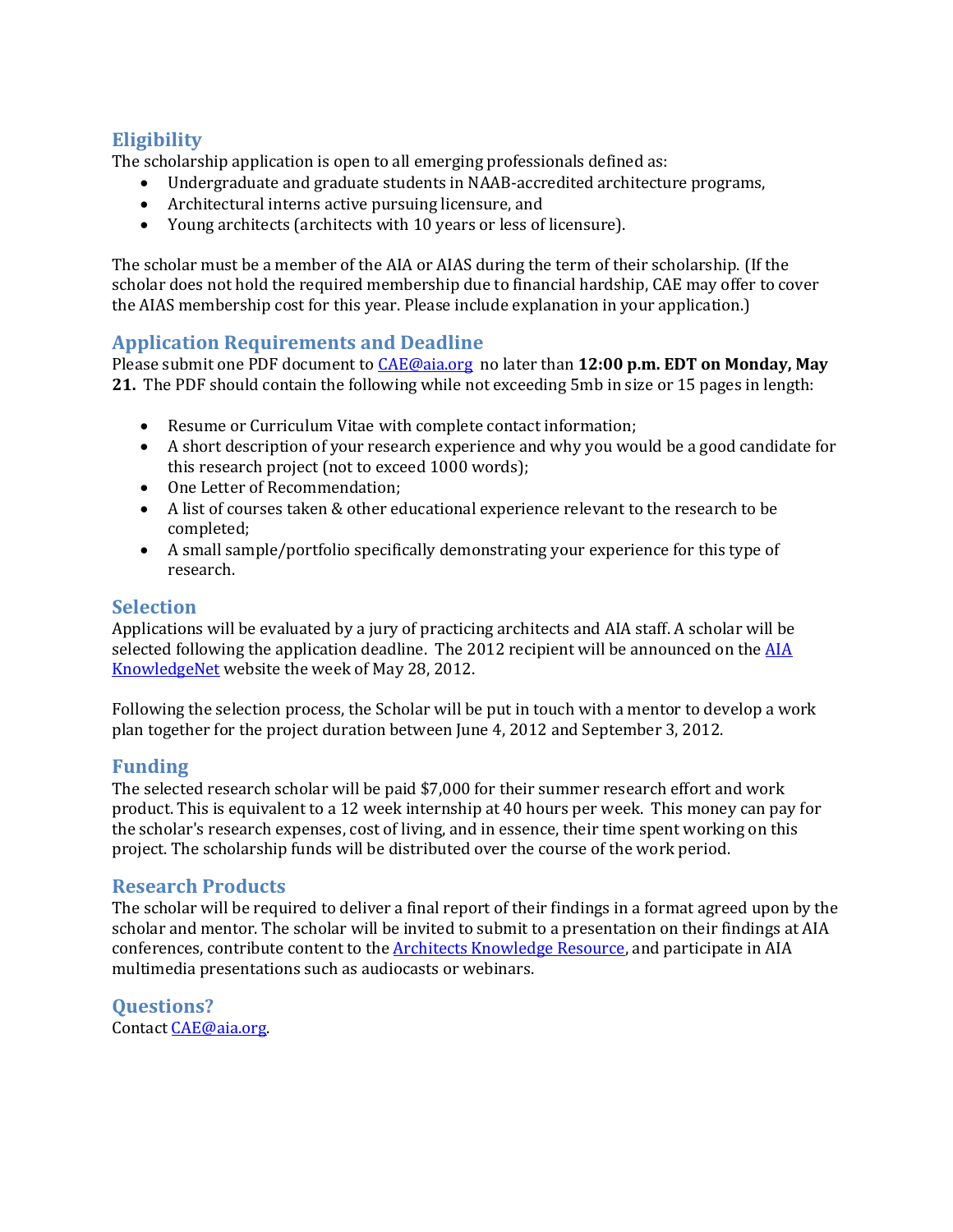## Eligibility

The scholarship application is open to all emerging professionals defined as:

- Undergraduate and graduate students in NAAB-accredited architecture programs,
- Architectural interns active pursuing licensure, and
- Young architects (architects with 10 years or less of licensure).

The scholar must be a member of the AIA or AIAS during the term of their scholarship. (If the scholar does not hold the required membership due to financial hardship, CAE may offer to cover the AIAS membership cost for this year. Please include explanation in your application.)

## Application Requirements and Deadline

Please submit one PDF document to CAE@aia.org no later than **12:00 p.m. EDT on Monday, May 21.** The PDF should contain the following while not exceeding 5mb in size or 15 pages in length:

- Resume or Curriculum Vitae with complete contact information;
- A short description of your research experience and why you would be a good candidate for this research project (not to exceed 1000 words);
- One Letter of Recommendation;
- A list of courses taken & other educational experience relevant to the research to be completed;
- A small sample/portfolio specifically demonstrating your experience for this type of research.

## Selection

Applications will be evaluated by a jury of practicing architects and AIA staff. A scholar will be selected following the application deadline. The 2012 recipient will be announced on the AIA KnowledgeNet website the week of May 28, 2012.

Following the selection process, the Scholar will be put in touch with a mentor to develop a work plan together for the project duration between June 4, 2012 and September 3, 2012.

## Funding

The selected research scholar will be paid $7,000 for their summer research effort and work product. This is equivalent to a 12 week internship at 40 hours per week. This money can pay for the scholar's research expenses, cost of living, and in essence, their time spent working on this project. The scholarship funds will be distributed over the course of the work period.

## Research Products

The scholar will be required to deliver a final report of their findings in a format agreed upon by the scholar and mentor. The scholar will be invited to submit to a presentation on their findings at AIA conferences, contribute content to the Architects Knowledge Resource, and participate in AIA multimedia presentations such as audiocasts or webinars.

## Questions?

Contact CAE@aia.org.